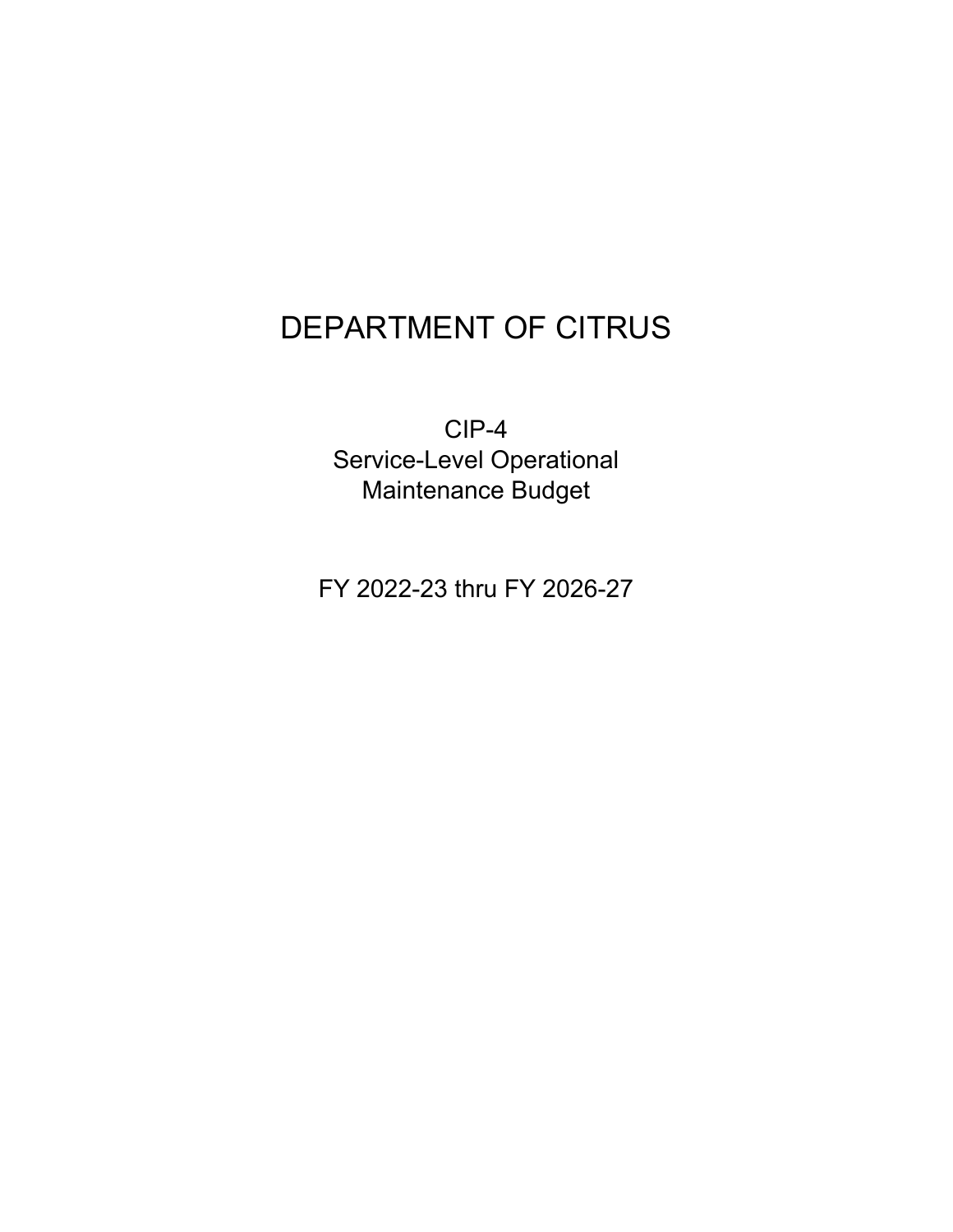# DEPARTMENT OF CITRUS

CIP-4
Service-Level Operational
Maintenance Budget

FY 2022-23 thru FY 2026-27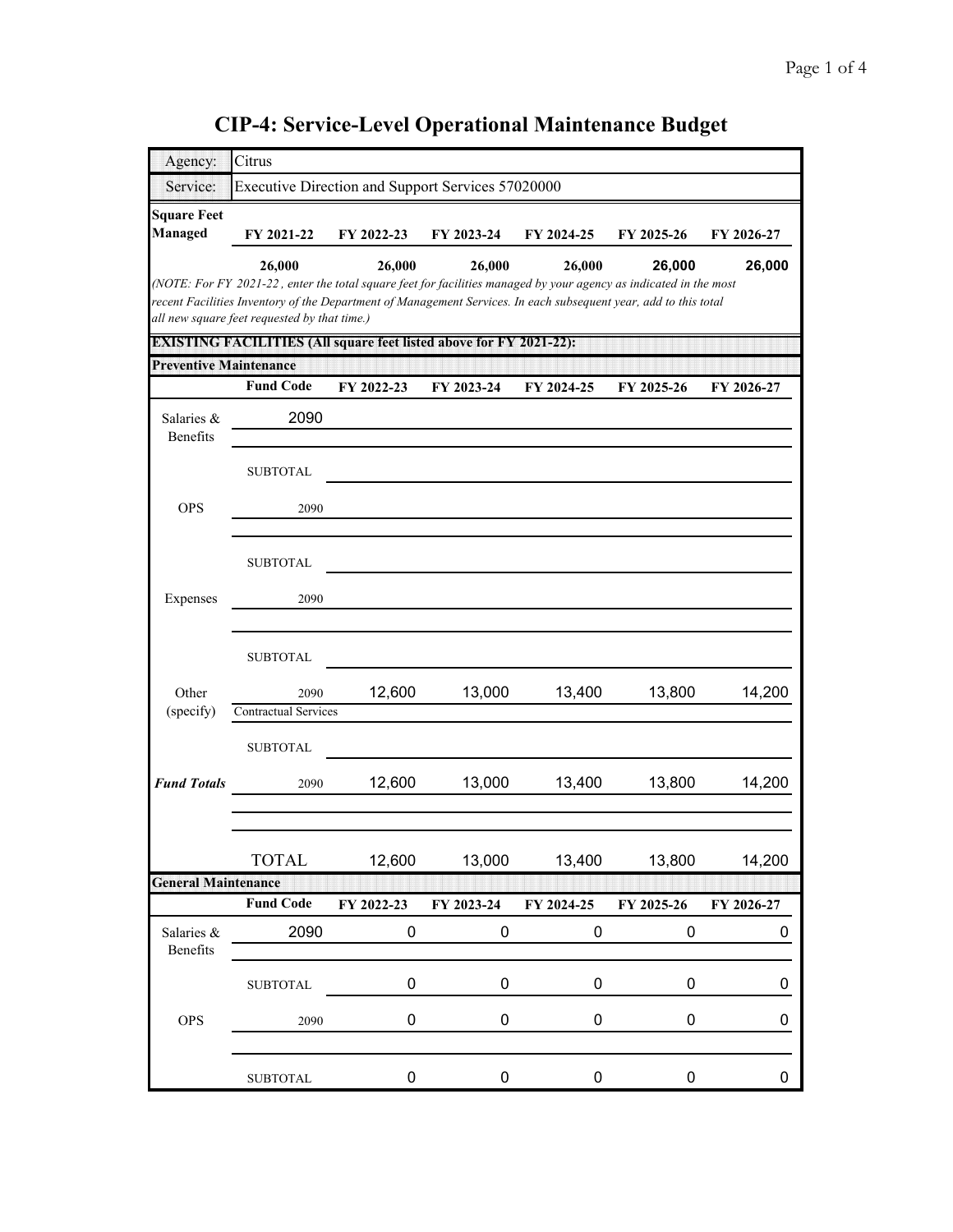# CIP-4: Service-Level Operational Maintenance Budget

| Agency: | Citrus |
|---|---|
| Service: | Executive Direction and Support Services 57020000 |

| Square Feet Managed | FY 2021-22 | FY 2022-23 | FY 2023-24 | FY 2024-25 | FY 2025-26 | FY 2026-27 |
|---|---|---|---|---|---|---|
| | 26,000 | 26,000 | 26,000 | 26,000 | 26,000 | 26,000 |

*(NOTE: For FY 2021-22 , enter the total square feet for facilities managed by your agency as indicated in the most recent Facilities Inventory of the Department of Management Services. In each subsequent year, add to this total all new square feet requested by that time.)*

**EXISTING FACILITIES (All square feet listed above for FY 2021-22):**

**Preventive Maintenance**

| | Fund Code | FY 2022-23 | FY 2023-24 | FY 2024-25 | FY 2025-26 | FY 2026-27 |
|---|---|---|---|---|---|---|
| Salaries & Benefits | 2090 | | | | | |
| | SUBTOTAL | | | | | |
| OPS | 2090 | | | | | |
| | SUBTOTAL | | | | | |
| Expenses | 2090 | | | | | |
| | SUBTOTAL | | | | | |
| Other (specify) | 2090 Contractual Services | 12,600 | 13,000 | 13,400 | 13,800 | 14,200 |
| | SUBTOTAL | | | | | |
| ***Fund Totals*** | 2090 | 12,600 | 13,000 | 13,400 | 13,800 | 14,200 |
| | TOTAL | 12,600 | 13,000 | 13,400 | 13,800 | 14,200 |

**General Maintenance**

| | Fund Code | FY 2022-23 | FY 2023-24 | FY 2024-25 | FY 2025-26 | FY 2026-27 |
|---|---|---|---|---|---|---|
| Salaries & Benefits | 2090 | 0 | 0 | 0 | 0 | 0 |
| | SUBTOTAL | 0 | 0 | 0 | 0 | 0 |
| OPS | 2090 | 0 | 0 | 0 | 0 | 0 |
| | SUBTOTAL | 0 | 0 | 0 | 0 | 0 |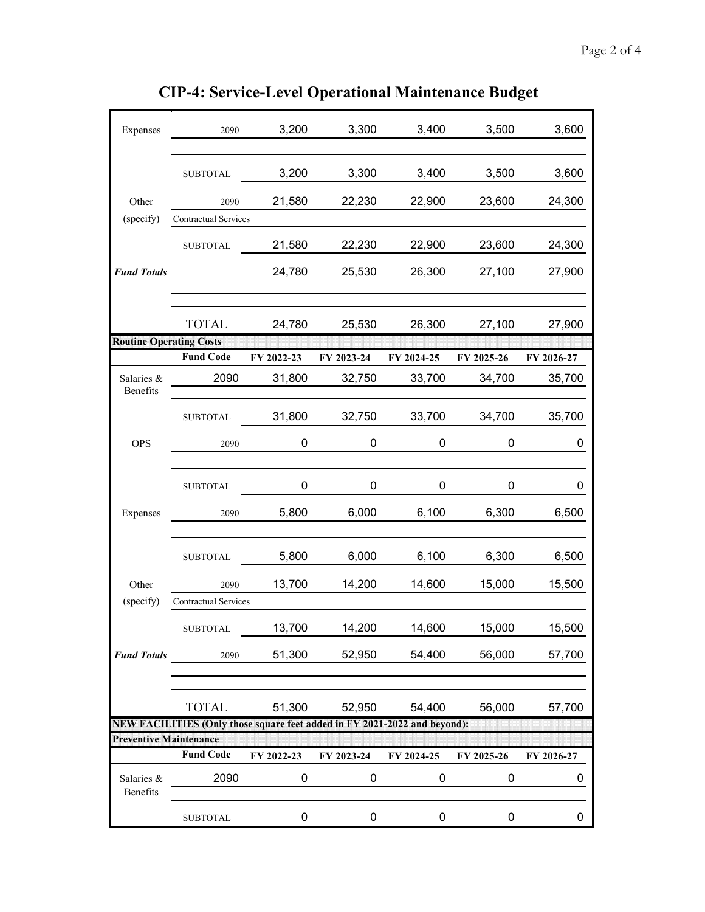# CIP-4: Service-Level Operational Maintenance Budget

| | | | | | | |
|---|---|---|---|---|---|---|
| Expenses | 2090 | 3,200 | 3,300 | 3,400 | 3,500 | 3,600 |
| | SUBTOTAL | 3,200 | 3,300 | 3,400 | 3,500 | 3,600 |
| Other (specify) | 2090 Contractual Services | 21,580 | 22,230 | 22,900 | 23,600 | 24,300 |
| | SUBTOTAL | 21,580 | 22,230 | 22,900 | 23,600 | 24,300 |
| ***Fund Totals*** | | 24,780 | 25,530 | 26,300 | 27,100 | 27,900 |
| | TOTAL | 24,780 | 25,530 | 26,300 | 27,100 | 27,900 |

**Routine Operating Costs**

| | Fund Code | FY 2022-23 | FY 2023-24 | FY 2024-25 | FY 2025-26 | FY 2026-27 |
|---|---|---|---|---|---|---|
| Salaries & Benefits | 2090 | 31,800 | 32,750 | 33,700 | 34,700 | 35,700 |
| | SUBTOTAL | 31,800 | 32,750 | 33,700 | 34,700 | 35,700 |
| OPS | 2090 | 0 | 0 | 0 | 0 | 0 |
| | SUBTOTAL | 0 | 0 | 0 | 0 | 0 |
| Expenses | 2090 | 5,800 | 6,000 | 6,100 | 6,300 | 6,500 |
| | SUBTOTAL | 5,800 | 6,000 | 6,100 | 6,300 | 6,500 |
| Other (specify) | 2090 Contractual Services | 13,700 | 14,200 | 14,600 | 15,000 | 15,500 |
| | SUBTOTAL | 13,700 | 14,200 | 14,600 | 15,000 | 15,500 |
| ***Fund Totals*** | 2090 | 51,300 | 52,950 | 54,400 | 56,000 | 57,700 |
| | TOTAL | 51,300 | 52,950 | 54,400 | 56,000 | 57,700 |

**NEW FACILITIES (Only those square feet added in FY 2021-2022-and beyond):**

**Preventive Maintenance**

| | Fund Code | FY 2022-23 | FY 2023-24 | FY 2024-25 | FY 2025-26 | FY 2026-27 |
|---|---|---|---|---|---|---|
| Salaries & Benefits | 2090 | 0 | 0 | 0 | 0 | 0 |
| | SUBTOTAL | 0 | 0 | 0 | 0 | 0 |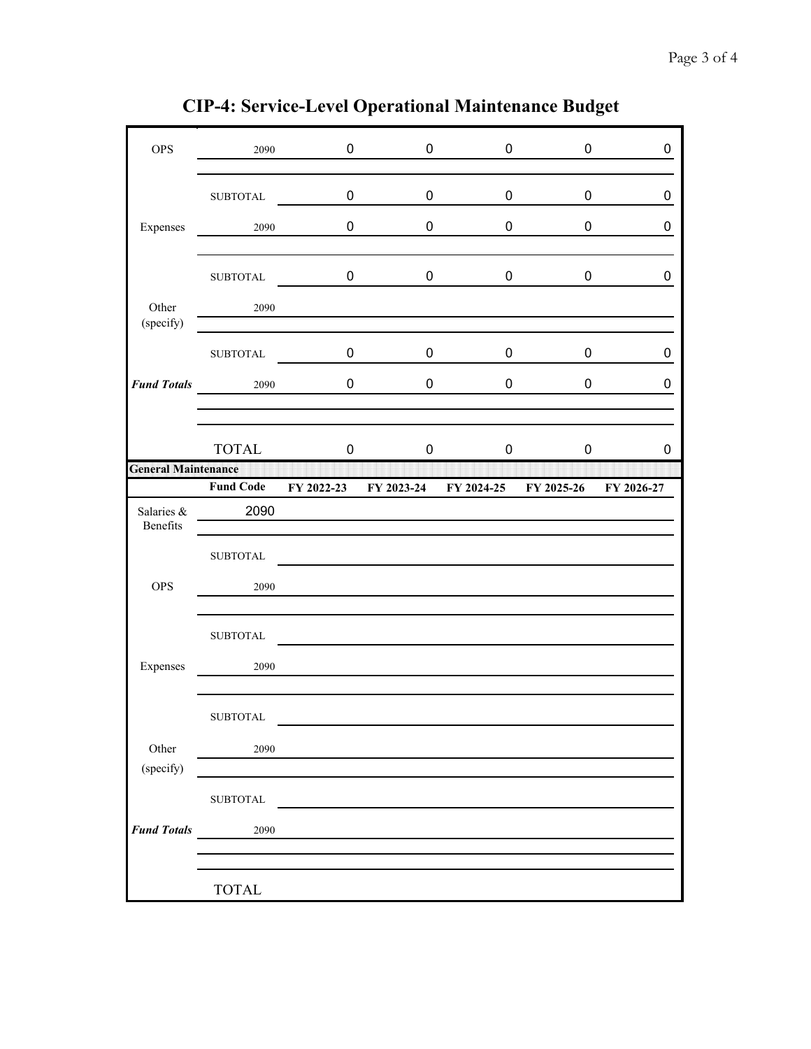# CIP-4: Service-Level Operational Maintenance Budget

| | | | | | | |
|---|---|---|---|---|---|---|
| OPS | 2090 | 0 | 0 | 0 | 0 | 0 |
| | | | | | | |
| | SUBTOTAL | 0 | 0 | 0 | 0 | 0 |
| Expenses | 2090 | 0 | 0 | 0 | 0 | 0 |
| | | | | | | |
| | SUBTOTAL | 0 | 0 | 0 | 0 | 0 |
| Other (specify) | 2090 | | | | | |
| | | | | | | |
| | SUBTOTAL | 0 | 0 | 0 | 0 | 0 |
| ***Fund Totals*** | 2090 | 0 | 0 | 0 | 0 | 0 |
| | | | | | | |
| | | | | | | |
| | TOTAL | 0 | 0 | 0 | 0 | 0 |

**General Maintenance**

| | Fund Code | FY 2022-23 | FY 2023-24 | FY 2024-25 | FY 2025-26 | FY 2026-27 |
|---|---|---|---|---|---|---|
| Salaries & Benefits | 2090 | | | | | |
| | | | | | | |
| | SUBTOTAL | | | | | |
| OPS | 2090 | | | | | |
| | | | | | | |
| | SUBTOTAL | | | | | |
| Expenses | 2090 | | | | | |
| | | | | | | |
| | SUBTOTAL | | | | | |
| Other (specify) | 2090 | | | | | |
| | | | | | | |
| | SUBTOTAL | | | | | |
| ***Fund Totals*** | 2090 | | | | | |
| | | | | | | |
| | | | | | | |
| | TOTAL | | | | | |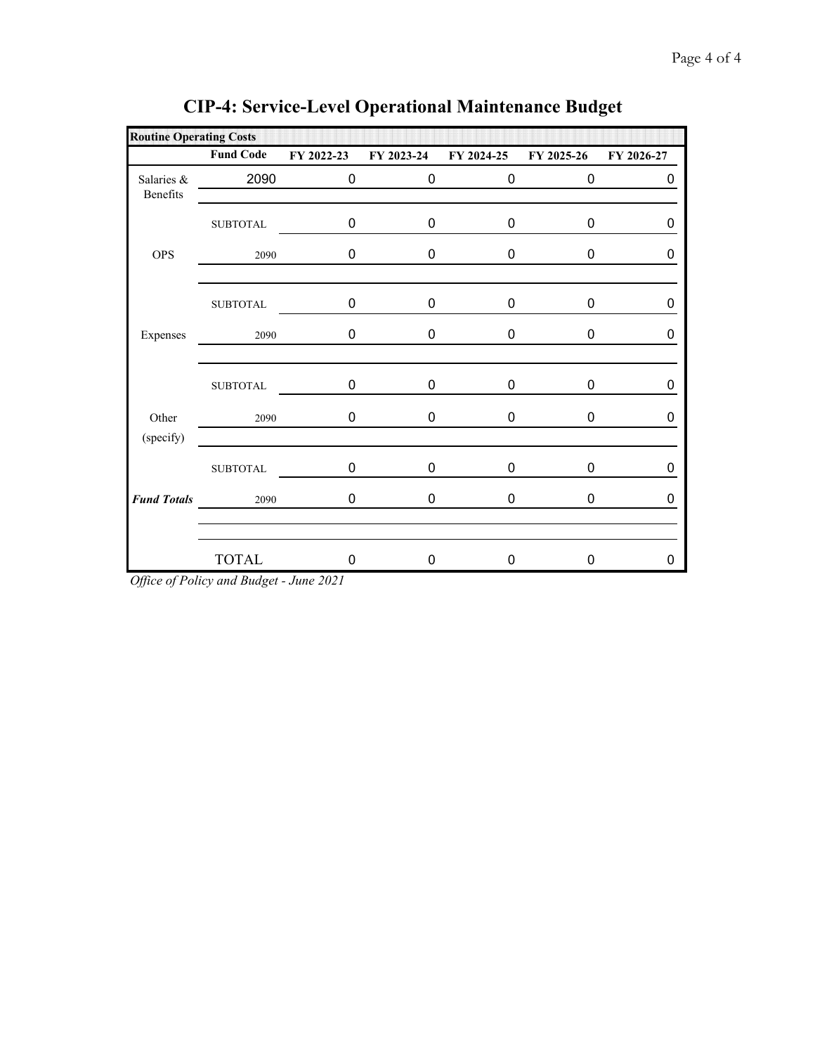# CIP-4: Service-Level Operational Maintenance Budget

| Routine Operating Costs | | | | | | |
|---|---|---|---|---|---|---|
| | **Fund Code** | **FY 2022-23** | **FY 2023-24** | **FY 2024-25** | **FY 2025-26** | **FY 2026-27** |
| Salaries & Benefits | 2090 | 0 | 0 | 0 | 0 | 0 |
| | | | | | | |
| | SUBTOTAL | 0 | 0 | 0 | 0 | 0 |
| OPS | 2090 | 0 | 0 | 0 | 0 | 0 |
| | | | | | | |
| | SUBTOTAL | 0 | 0 | 0 | 0 | 0 |
| Expenses | 2090 | 0 | 0 | 0 | 0 | 0 |
| | | | | | | |
| | SUBTOTAL | 0 | 0 | 0 | 0 | 0 |
| Other (specify) | 2090 | 0 | 0 | 0 | 0 | 0 |
| | | | | | | |
| | SUBTOTAL | 0 | 0 | 0 | 0 | 0 |
| ***Fund Totals*** | 2090 | 0 | 0 | 0 | 0 | 0 |
| | | | | | | |
| | | | | | | |
| | TOTAL | 0 | 0 | 0 | 0 | 0 |

*Office of Policy and Budget - June 2021*